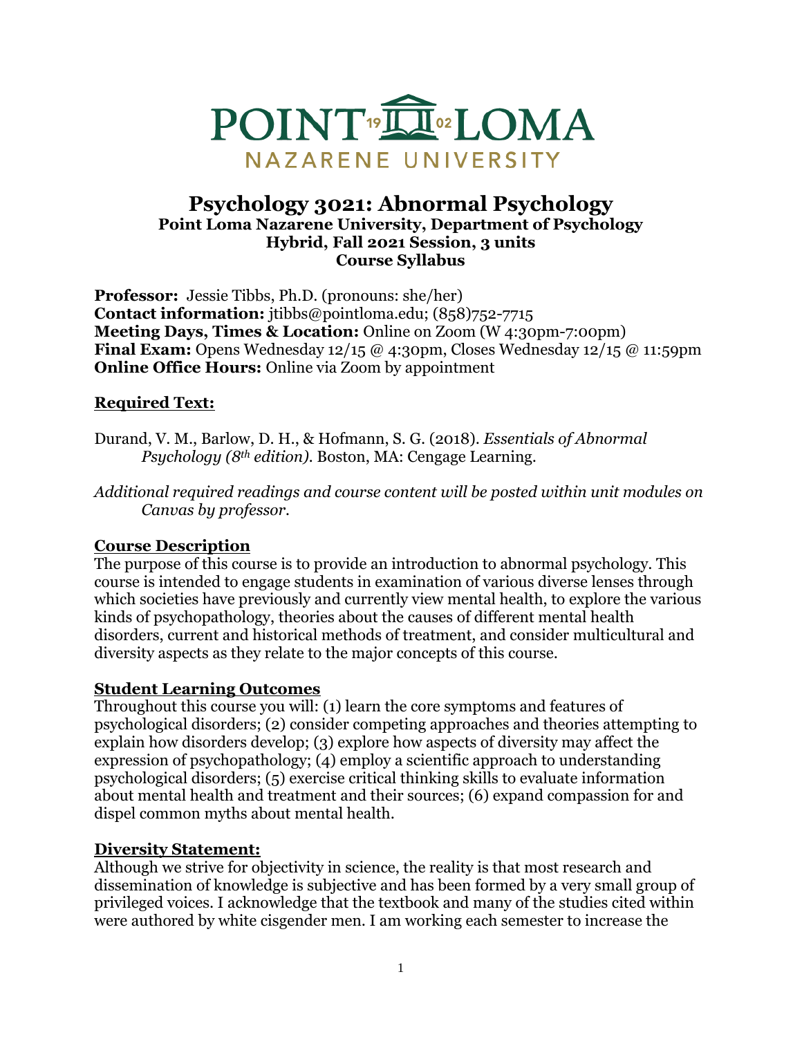# POINT LOMA NAZARENE UNIVERSITY

## Psychology 3021: Abnormal Psychology

**Point Loma Nazarene University, Department of Psychology**
**Hybrid, Fall 2021 Session, 3 units**
**Course Syllabus**

**Professor:** Jessie Tibbs, Ph.D. (pronouns: she/her)
**Contact information:** jtibbs@pointloma.edu; (858)752-7715
**Meeting Days, Times & Location:** Online on Zoom (W 4:30pm-7:00pm)
**Final Exam:** Opens Wednesday 12/15 @ 4:30pm, Closes Wednesday 12/15 @ 11:59pm
**Online Office Hours:** Online via Zoom by appointment

### Required Text:

Durand, V. M., Barlow, D. H., & Hofmann, S. G. (2018). *Essentials of Abnormal Psychology (8th edition).* Boston, MA: Cengage Learning.

*Additional required readings and course content will be posted within unit modules on Canvas by professor.*

### Course Description

The purpose of this course is to provide an introduction to abnormal psychology. This course is intended to engage students in examination of various diverse lenses through which societies have previously and currently view mental health, to explore the various kinds of psychopathology, theories about the causes of different mental health disorders, current and historical methods of treatment, and consider multicultural and diversity aspects as they relate to the major concepts of this course.

### Student Learning Outcomes

Throughout this course you will: (1) learn the core symptoms and features of psychological disorders; (2) consider competing approaches and theories attempting to explain how disorders develop; (3) explore how aspects of diversity may affect the expression of psychopathology; (4) employ a scientific approach to understanding psychological disorders; (5) exercise critical thinking skills to evaluate information about mental health and treatment and their sources; (6) expand compassion for and dispel common myths about mental health.

### Diversity Statement:

Although we strive for objectivity in science, the reality is that most research and dissemination of knowledge is subjective and has been formed by a very small group of privileged voices. I acknowledge that the textbook and many of the studies cited within were authored by white cisgender men. I am working each semester to increase the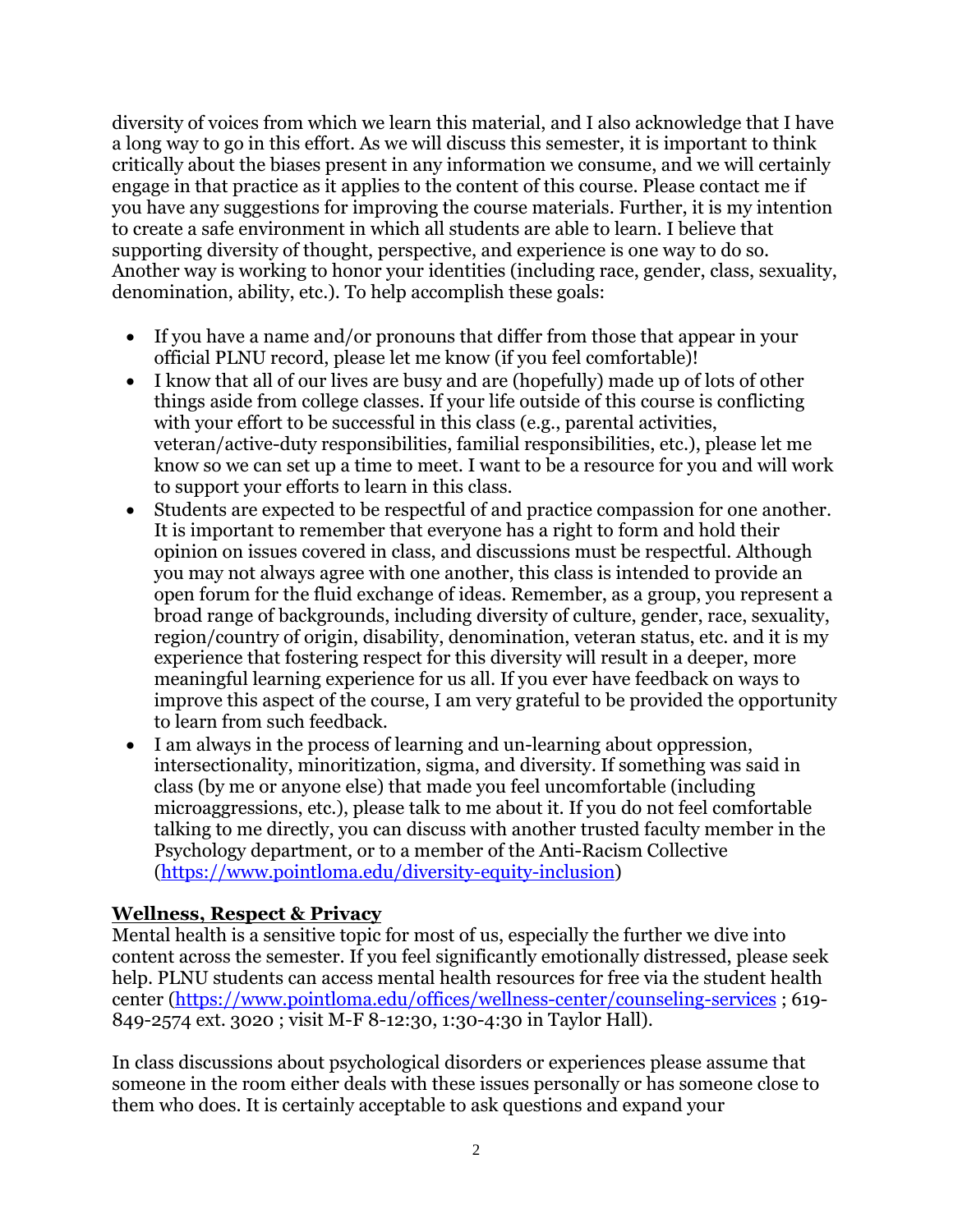diversity of voices from which we learn this material, and I also acknowledge that I have a long way to go in this effort. As we will discuss this semester, it is important to think critically about the biases present in any information we consume, and we will certainly engage in that practice as it applies to the content of this course. Please contact me if you have any suggestions for improving the course materials. Further, it is my intention to create a safe environment in which all students are able to learn. I believe that supporting diversity of thought, perspective, and experience is one way to do so. Another way is working to honor your identities (including race, gender, class, sexuality, denomination, ability, etc.). To help accomplish these goals:

- If you have a name and/or pronouns that differ from those that appear in your official PLNU record, please let me know (if you feel comfortable)!
- I know that all of our lives are busy and are (hopefully) made up of lots of other things aside from college classes. If your life outside of this course is conflicting with your effort to be successful in this class (e.g., parental activities, veteran/active-duty responsibilities, familial responsibilities, etc.), please let me know so we can set up a time to meet. I want to be a resource for you and will work to support your efforts to learn in this class.
- Students are expected to be respectful of and practice compassion for one another. It is important to remember that everyone has a right to form and hold their opinion on issues covered in class, and discussions must be respectful. Although you may not always agree with one another, this class is intended to provide an open forum for the fluid exchange of ideas. Remember, as a group, you represent a broad range of backgrounds, including diversity of culture, gender, race, sexuality, region/country of origin, disability, denomination, veteran status, etc. and it is my experience that fostering respect for this diversity will result in a deeper, more meaningful learning experience for us all. If you ever have feedback on ways to improve this aspect of the course, I am very grateful to be provided the opportunity to learn from such feedback.
- I am always in the process of learning and un-learning about oppression, intersectionality, minoritization, sigma, and diversity. If something was said in class (by me or anyone else) that made you feel uncomfortable (including microaggressions, etc.), please talk to me about it. If you do not feel comfortable talking to me directly, you can discuss with another trusted faculty member in the Psychology department, or to a member of the Anti-Racism Collective (https://www.pointloma.edu/diversity-equity-inclusion)

## Wellness, Respect & Privacy

Mental health is a sensitive topic for most of us, especially the further we dive into content across the semester. If you feel significantly emotionally distressed, please seek help. PLNU students can access mental health resources for free via the student health center (https://www.pointloma.edu/offices/wellness-center/counseling-services ; 619-849-2574 ext. 3020 ; visit M-F 8-12:30, 1:30-4:30 in Taylor Hall).

In class discussions about psychological disorders or experiences please assume that someone in the room either deals with these issues personally or has someone close to them who does. It is certainly acceptable to ask questions and expand your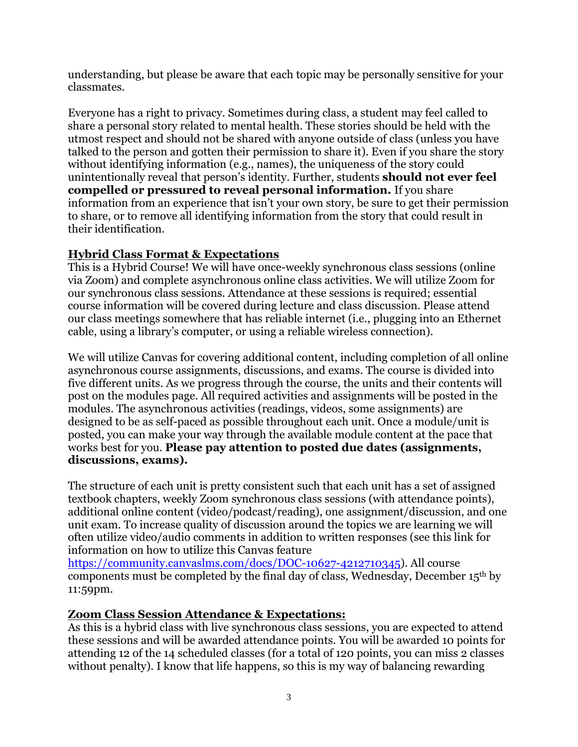understanding, but please be aware that each topic may be personally sensitive for your classmates.

Everyone has a right to privacy. Sometimes during class, a student may feel called to share a personal story related to mental health. These stories should be held with the utmost respect and should not be shared with anyone outside of class (unless you have talked to the person and gotten their permission to share it). Even if you share the story without identifying information (e.g., names), the uniqueness of the story could unintentionally reveal that person's identity. Further, students **should not ever feel compelled or pressured to reveal personal information.** If you share information from an experience that isn't your own story, be sure to get their permission to share, or to remove all identifying information from the story that could result in their identification.

## Hybrid Class Format & Expectations

This is a Hybrid Course! We will have once-weekly synchronous class sessions (online via Zoom) and complete asynchronous online class activities. We will utilize Zoom for our synchronous class sessions. Attendance at these sessions is required; essential course information will be covered during lecture and class discussion. Please attend our class meetings somewhere that has reliable internet (i.e., plugging into an Ethernet cable, using a library's computer, or using a reliable wireless connection).

We will utilize Canvas for covering additional content, including completion of all online asynchronous course assignments, discussions, and exams. The course is divided into five different units. As we progress through the course, the units and their contents will post on the modules page. All required activities and assignments will be posted in the modules. The asynchronous activities (readings, videos, some assignments) are designed to be as self-paced as possible throughout each unit. Once a module/unit is posted, you can make your way through the available module content at the pace that works best for you. **Please pay attention to posted due dates (assignments, discussions, exams).**

The structure of each unit is pretty consistent such that each unit has a set of assigned textbook chapters, weekly Zoom synchronous class sessions (with attendance points), additional online content (video/podcast/reading), one assignment/discussion, and one unit exam. To increase quality of discussion around the topics we are learning we will often utilize video/audio comments in addition to written responses (see this link for information on how to utilize this Canvas feature https://community.canvaslms.com/docs/DOC-10627-4212710345). All course components must be completed by the final day of class, Wednesday, December 15th by 11:59pm.

## Zoom Class Session Attendance & Expectations:

As this is a hybrid class with live synchronous class sessions, you are expected to attend these sessions and will be awarded attendance points. You will be awarded 10 points for attending 12 of the 14 scheduled classes (for a total of 120 points, you can miss 2 classes without penalty). I know that life happens, so this is my way of balancing rewarding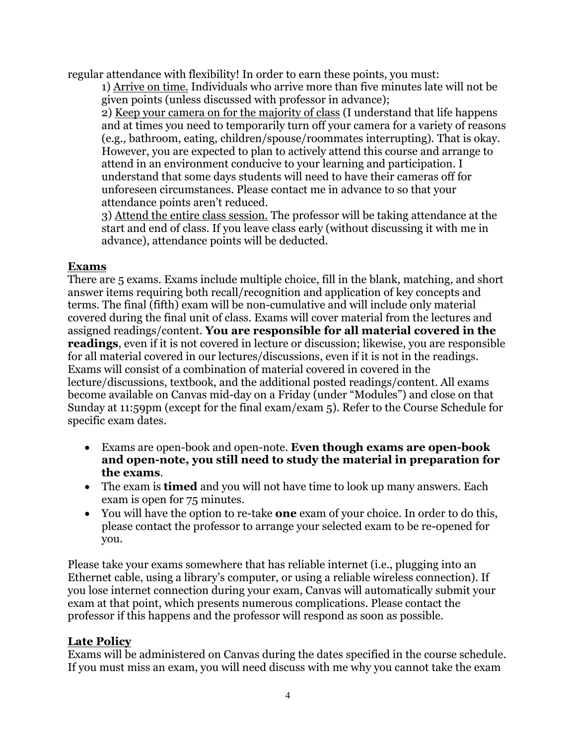regular attendance with flexibility! In order to earn these points, you must:

1) <u>Arrive on time.</u> Individuals who arrive more than five minutes late will not be given points (unless discussed with professor in advance);

2) <u>Keep your camera on for the majority of class</u> (I understand that life happens and at times you need to temporarily turn off your camera for a variety of reasons (e.g., bathroom, eating, children/spouse/roommates interrupting). That is okay. However, you are expected to plan to actively attend this course and arrange to attend in an environment conducive to your learning and participation. I understand that some days students will need to have their cameras off for unforeseen circumstances. Please contact me in advance to so that your attendance points aren't reduced.

3) <u>Attend the entire class session.</u> The professor will be taking attendance at the start and end of class. If you leave class early (without discussing it with me in advance), attendance points will be deducted.

## Exams

There are 5 exams. Exams include multiple choice, fill in the blank, matching, and short answer items requiring both recall/recognition and application of key concepts and terms. The final (fifth) exam will be non-cumulative and will include only material covered during the final unit of class. Exams will cover material from the lectures and assigned readings/content. **You are responsible for all material covered in the readings**, even if it is not covered in lecture or discussion; likewise, you are responsible for all material covered in our lectures/discussions, even if it is not in the readings. Exams will consist of a combination of material covered in covered in the lecture/discussions, textbook, and the additional posted readings/content. All exams become available on Canvas mid-day on a Friday (under "Modules") and close on that Sunday at 11:59pm (except for the final exam/exam 5). Refer to the Course Schedule for specific exam dates.

- Exams are open-book and open-note. **Even though exams are open-book and open-note, you still need to study the material in preparation for the exams**.
- The exam is **timed** and you will not have time to look up many answers. Each exam is open for 75 minutes.
- You will have the option to re-take **one** exam of your choice. In order to do this, please contact the professor to arrange your selected exam to be re-opened for you.

Please take your exams somewhere that has reliable internet (i.e., plugging into an Ethernet cable, using a library's computer, or using a reliable wireless connection). If you lose internet connection during your exam, Canvas will automatically submit your exam at that point, which presents numerous complications. Please contact the professor if this happens and the professor will respond as soon as possible.

## Late Policy

Exams will be administered on Canvas during the dates specified in the course schedule. If you must miss an exam, you will need discuss with me why you cannot take the exam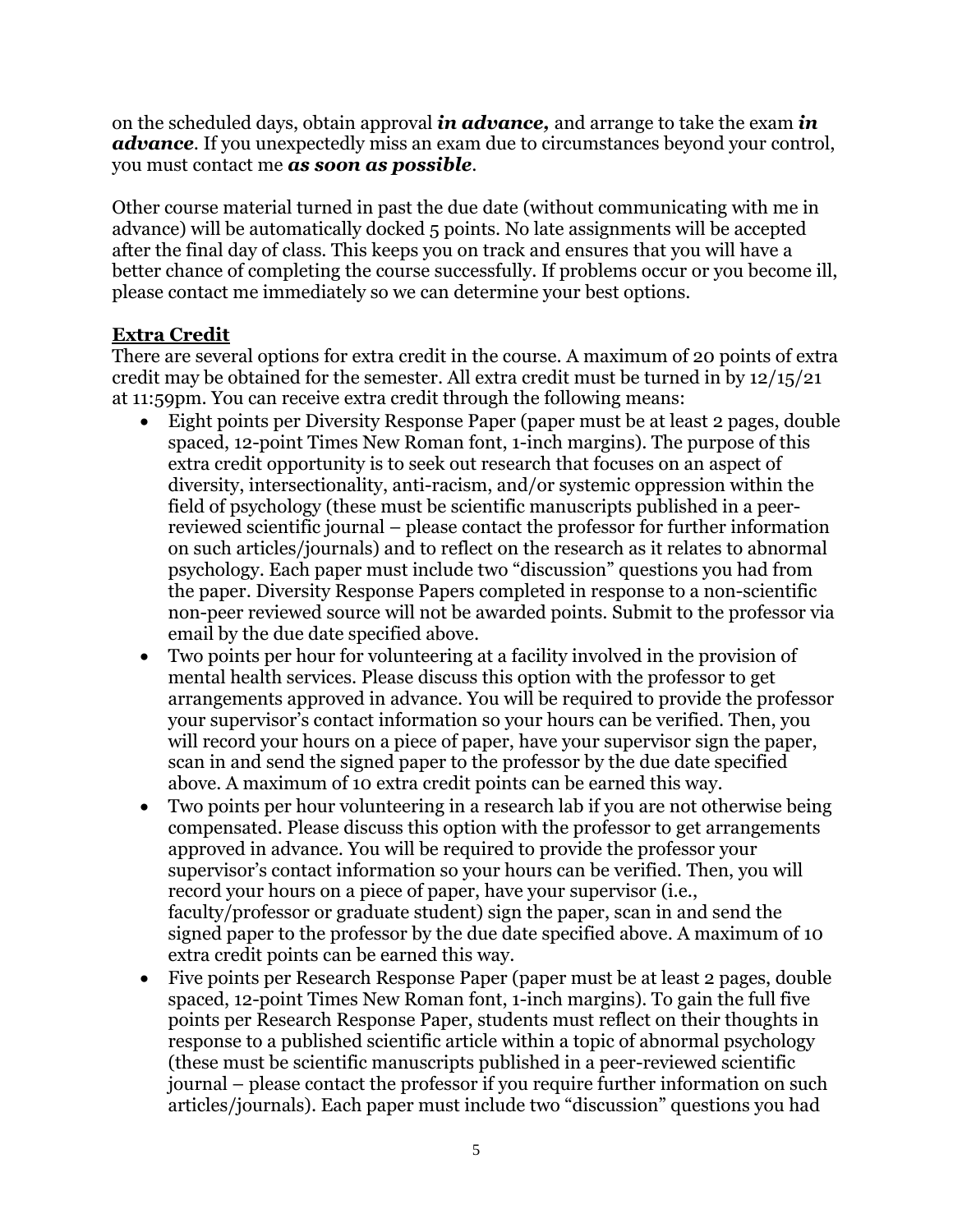on the scheduled days, obtain approval ***in advance,*** and arrange to take the exam ***in advance***. If you unexpectedly miss an exam due to circumstances beyond your control, you must contact me ***as soon as possible***.

Other course material turned in past the due date (without communicating with me in advance) will be automatically docked 5 points. No late assignments will be accepted after the final day of class. This keeps you on track and ensures that you will have a better chance of completing the course successfully. If problems occur or you become ill, please contact me immediately so we can determine your best options.

## Extra Credit

There are several options for extra credit in the course. A maximum of 20 points of extra credit may be obtained for the semester. All extra credit must be turned in by 12/15/21 at 11:59pm. You can receive extra credit through the following means:

- Eight points per Diversity Response Paper (paper must be at least 2 pages, double spaced, 12-point Times New Roman font, 1-inch margins). The purpose of this extra credit opportunity is to seek out research that focuses on an aspect of diversity, intersectionality, anti-racism, and/or systemic oppression within the field of psychology (these must be scientific manuscripts published in a peer-reviewed scientific journal – please contact the professor for further information on such articles/journals) and to reflect on the research as it relates to abnormal psychology. Each paper must include two "discussion" questions you had from the paper. Diversity Response Papers completed in response to a non-scientific non-peer reviewed source will not be awarded points. Submit to the professor via email by the due date specified above.
- Two points per hour for volunteering at a facility involved in the provision of mental health services. Please discuss this option with the professor to get arrangements approved in advance. You will be required to provide the professor your supervisor's contact information so your hours can be verified. Then, you will record your hours on a piece of paper, have your supervisor sign the paper, scan in and send the signed paper to the professor by the due date specified above. A maximum of 10 extra credit points can be earned this way.
- Two points per hour volunteering in a research lab if you are not otherwise being compensated. Please discuss this option with the professor to get arrangements approved in advance. You will be required to provide the professor your supervisor's contact information so your hours can be verified. Then, you will record your hours on a piece of paper, have your supervisor (i.e., faculty/professor or graduate student) sign the paper, scan in and send the signed paper to the professor by the due date specified above. A maximum of 10 extra credit points can be earned this way.
- Five points per Research Response Paper (paper must be at least 2 pages, double spaced, 12-point Times New Roman font, 1-inch margins). To gain the full five points per Research Response Paper, students must reflect on their thoughts in response to a published scientific article within a topic of abnormal psychology (these must be scientific manuscripts published in a peer-reviewed scientific journal – please contact the professor if you require further information on such articles/journals). Each paper must include two "discussion" questions you had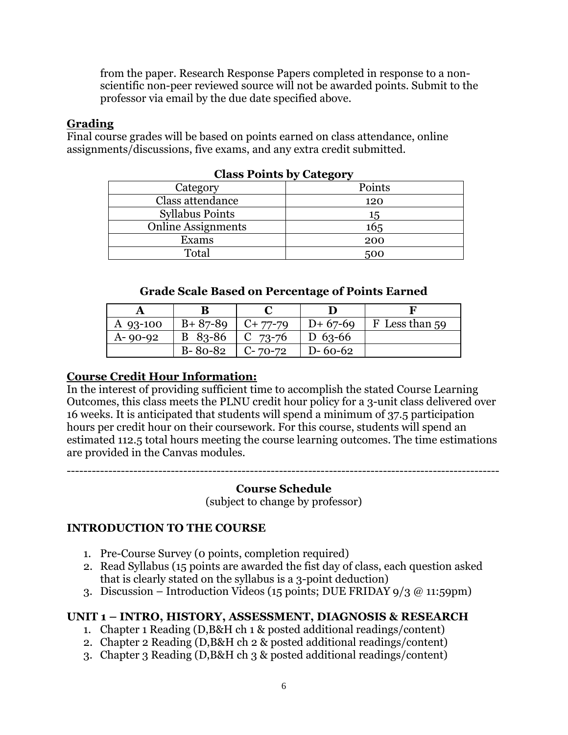from the paper. Research Response Papers completed in response to a non-scientific non-peer reviewed source will not be awarded points. Submit to the professor via email by the due date specified above.

## Grading

Final course grades will be based on points earned on class attendance, online assignments/discussions, five exams, and any extra credit submitted.

**Class Points by Category**

| Category | Points |
|---|---|
| Class attendance | 120 |
| Syllabus Points | 15 |
| Online Assignments | 165 |
| Exams | 200 |
| Total | 500 |

**Grade Scale Based on Percentage of Points Earned**

| A | B | C | D | F |
|---|---|---|---|---|
| A 93-100 | B+ 87-89 | C+ 77-79 | D+ 67-69 | F Less than 59 |
| A- 90-92 | B 83-86 | C 73-76 | D 63-66 | |
| | B- 80-82 | C- 70-72 | D- 60-62 | |

## Course Credit Hour Information:

In the interest of providing sufficient time to accomplish the stated Course Learning Outcomes, this class meets the PLNU credit hour policy for a 3-unit class delivered over 16 weeks. It is anticipated that students will spend a minimum of 37.5 participation hours per credit hour on their coursework. For this course, students will spend an estimated 112.5 total hours meeting the course learning outcomes. The time estimations are provided in the Canvas modules.

---

**Course Schedule**

(subject to change by professor)

### INTRODUCTION TO THE COURSE

1. Pre-Course Survey (0 points, completion required)
2. Read Syllabus (15 points are awarded the fist day of class, each question asked that is clearly stated on the syllabus is a 3-point deduction)
3. Discussion – Introduction Videos (15 points; DUE FRIDAY 9/3 @ 11:59pm)

### UNIT 1 – INTRO, HISTORY, ASSESSMENT, DIAGNOSIS & RESEARCH

1. Chapter 1 Reading (D,B&H ch 1 & posted additional readings/content)
2. Chapter 2 Reading (D,B&H ch 2 & posted additional readings/content)
3. Chapter 3 Reading (D,B&H ch 3 & posted additional readings/content)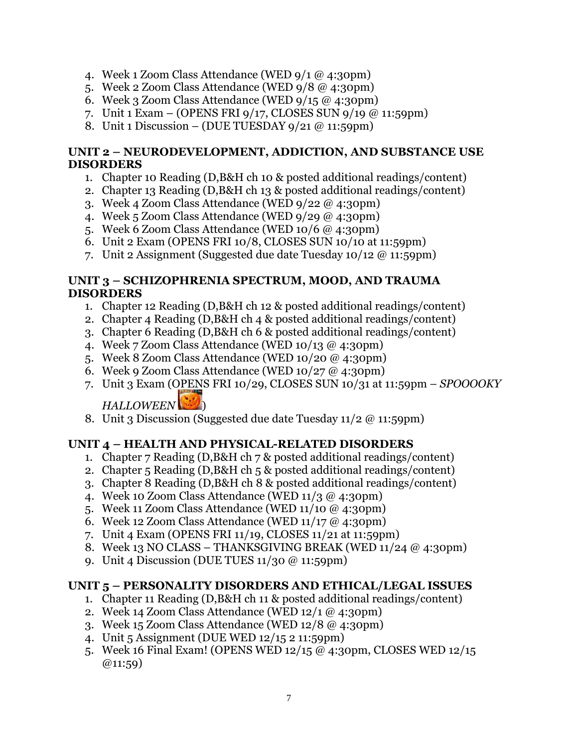4. Week 1 Zoom Class Attendance (WED 9/1 @ 4:30pm)
5. Week 2 Zoom Class Attendance (WED 9/8 @ 4:30pm)
6. Week 3 Zoom Class Attendance (WED 9/15 @ 4:30pm)
7. Unit 1 Exam – (OPENS FRI 9/17, CLOSES SUN 9/19 @ 11:59pm)
8. Unit 1 Discussion – (DUE TUESDAY 9/21 @ 11:59pm)

**UNIT 2 – NEURODEVELOPMENT, ADDICTION, AND SUBSTANCE USE DISORDERS**

1. Chapter 10 Reading (D,B&H ch 10 & posted additional readings/content)
2. Chapter 13 Reading (D,B&H ch 13 & posted additional readings/content)
3. Week 4 Zoom Class Attendance (WED 9/22 @ 4:30pm)
4. Week 5 Zoom Class Attendance (WED 9/29 @ 4:30pm)
5. Week 6 Zoom Class Attendance (WED 10/6 @ 4:30pm)
6. Unit 2 Exam (OPENS FRI 10/8, CLOSES SUN 10/10 at 11:59pm)
7. Unit 2 Assignment (Suggested due date Tuesday 10/12 @ 11:59pm)

**UNIT 3 – SCHIZOPHRENIA SPECTRUM, MOOD, AND TRAUMA DISORDERS**

1. Chapter 12 Reading (D,B&H ch 12 & posted additional readings/content)
2. Chapter 4 Reading (D,B&H ch 4 & posted additional readings/content)
3. Chapter 6 Reading (D,B&H ch 6 & posted additional readings/content)
4. Week 7 Zoom Class Attendance (WED 10/13 @ 4:30pm)
5. Week 8 Zoom Class Attendance (WED 10/20 @ 4:30pm)
6. Week 9 Zoom Class Attendance (WED 10/27 @ 4:30pm)
7. Unit 3 Exam (OPENS FRI 10/29, CLOSES SUN 10/31 at 11:59pm – *SPOOOOKY HALLOWEEN* )
8. Unit 3 Discussion (Suggested due date Tuesday 11/2 @ 11:59pm)

**UNIT 4 – HEALTH AND PHYSICAL-RELATED DISORDERS**

1. Chapter 7 Reading (D,B&H ch 7 & posted additional readings/content)
2. Chapter 5 Reading (D,B&H ch 5 & posted additional readings/content)
3. Chapter 8 Reading (D,B&H ch 8 & posted additional readings/content)
4. Week 10 Zoom Class Attendance (WED 11/3 @ 4:30pm)
5. Week 11 Zoom Class Attendance (WED 11/10 @ 4:30pm)
6. Week 12 Zoom Class Attendance (WED 11/17 @ 4:30pm)
7. Unit 4 Exam (OPENS FRI 11/19, CLOSES 11/21 at 11:59pm)
8. Week 13 NO CLASS – THANKSGIVING BREAK (WED 11/24 @ 4:30pm)
9. Unit 4 Discussion (DUE TUES 11/30 @ 11:59pm)

**UNIT 5 – PERSONALITY DISORDERS AND ETHICAL/LEGAL ISSUES**

1. Chapter 11 Reading (D,B&H ch 11 & posted additional readings/content)
2. Week 14 Zoom Class Attendance (WED 12/1 @ 4:30pm)
3. Week 15 Zoom Class Attendance (WED 12/8 @ 4:30pm)
4. Unit 5 Assignment (DUE WED 12/15 2 11:59pm)
5. Week 16 Final Exam! (OPENS WED 12/15 @ 4:30pm, CLOSES WED 12/15 @11:59)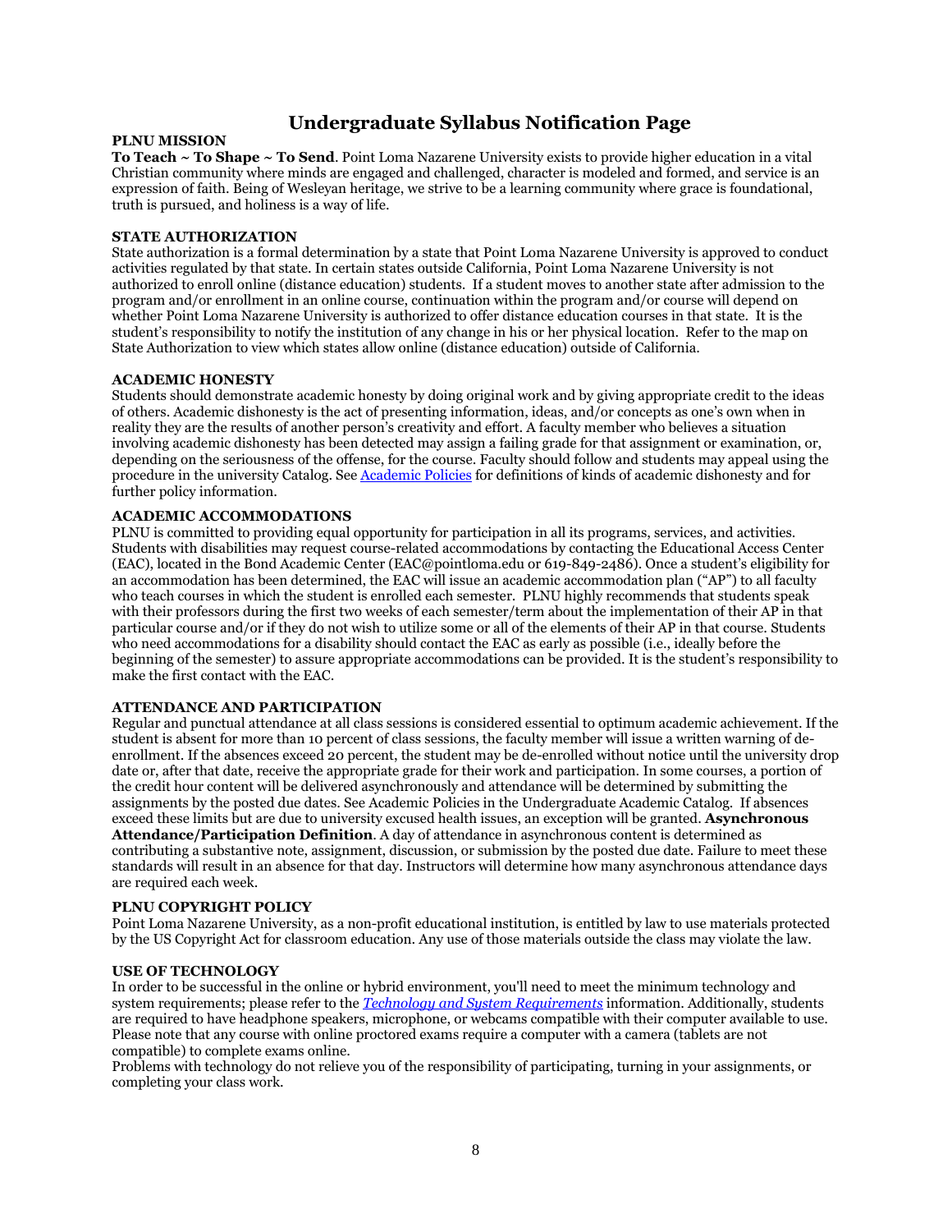# Undergraduate Syllabus Notification Page

**PLNU MISSION**

**To Teach ~ To Shape ~ To Send**. Point Loma Nazarene University exists to provide higher education in a vital Christian community where minds are engaged and challenged, character is modeled and formed, and service is an expression of faith. Being of Wesleyan heritage, we strive to be a learning community where grace is foundational, truth is pursued, and holiness is a way of life.

**STATE AUTHORIZATION**

State authorization is a formal determination by a state that Point Loma Nazarene University is approved to conduct activities regulated by that state. In certain states outside California, Point Loma Nazarene University is not authorized to enroll online (distance education) students. If a student moves to another state after admission to the program and/or enrollment in an online course, continuation within the program and/or course will depend on whether Point Loma Nazarene University is authorized to offer distance education courses in that state. It is the student's responsibility to notify the institution of any change in his or her physical location. Refer to the map on State Authorization to view which states allow online (distance education) outside of California.

**ACADEMIC HONESTY**

Students should demonstrate academic honesty by doing original work and by giving appropriate credit to the ideas of others. Academic dishonesty is the act of presenting information, ideas, and/or concepts as one's own when in reality they are the results of another person's creativity and effort. A faculty member who believes a situation involving academic dishonesty has been detected may assign a failing grade for that assignment or examination, or, depending on the seriousness of the offense, for the course. Faculty should follow and students may appeal using the procedure in the university Catalog. See Academic Policies for definitions of kinds of academic dishonesty and for further policy information.

**ACADEMIC ACCOMMODATIONS**

PLNU is committed to providing equal opportunity for participation in all its programs, services, and activities. Students with disabilities may request course-related accommodations by contacting the Educational Access Center (EAC), located in the Bond Academic Center (EAC@pointloma.edu or 619-849-2486). Once a student's eligibility for an accommodation has been determined, the EAC will issue an academic accommodation plan ("AP") to all faculty who teach courses in which the student is enrolled each semester. PLNU highly recommends that students speak with their professors during the first two weeks of each semester/term about the implementation of their AP in that particular course and/or if they do not wish to utilize some or all of the elements of their AP in that course. Students who need accommodations for a disability should contact the EAC as early as possible (i.e., ideally before the beginning of the semester) to assure appropriate accommodations can be provided. It is the student's responsibility to make the first contact with the EAC.

**ATTENDANCE AND PARTICIPATION**

Regular and punctual attendance at all class sessions is considered essential to optimum academic achievement. If the student is absent for more than 10 percent of class sessions, the faculty member will issue a written warning of de-enrollment. If the absences exceed 20 percent, the student may be de-enrolled without notice until the university drop date or, after that date, receive the appropriate grade for their work and participation. In some courses, a portion of the credit hour content will be delivered asynchronously and attendance will be determined by submitting the assignments by the posted due dates. See Academic Policies in the Undergraduate Academic Catalog. If absences exceed these limits but are due to university excused health issues, an exception will be granted. **Asynchronous Attendance/Participation Definition**. A day of attendance in asynchronous content is determined as contributing a substantive note, assignment, discussion, or submission by the posted due date. Failure to meet these standards will result in an absence for that day. Instructors will determine how many asynchronous attendance days are required each week.

**PLNU COPYRIGHT POLICY**

Point Loma Nazarene University, as a non-profit educational institution, is entitled by law to use materials protected by the US Copyright Act for classroom education. Any use of those materials outside the class may violate the law.

**USE OF TECHNOLOGY**

In order to be successful in the online or hybrid environment, you'll need to meet the minimum technology and system requirements; please refer to the *Technology and System Requirements* information. Additionally, students are required to have headphone speakers, microphone, or webcams compatible with their computer available to use. Please note that any course with online proctored exams require a computer with a camera (tablets are not compatible) to complete exams online.

Problems with technology do not relieve you of the responsibility of participating, turning in your assignments, or completing your class work.